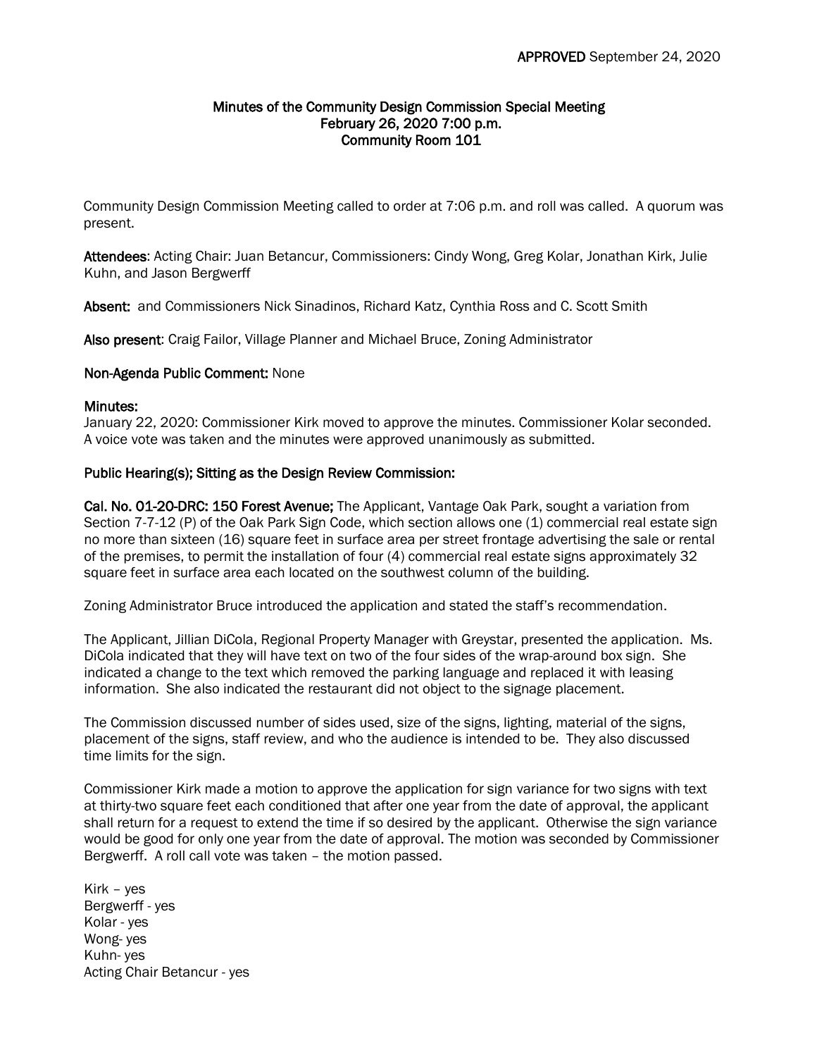**APPROVED** September 24, 2020

**Minutes of the Community Design Commission Special Meeting**
**February 26, 2020 7:00 p.m.**
**Community Room 101**

Community Design Commission Meeting called to order at 7:06 p.m. and roll was called. A quorum was present.

**Attendees**: Acting Chair: Juan Betancur, Commissioners: Cindy Wong, Greg Kolar, Jonathan Kirk, Julie Kuhn, and Jason Bergwerff

**Absent:** and Commissioners Nick Sinadinos, Richard Katz, Cynthia Ross and C. Scott Smith

**Also present**: Craig Failor, Village Planner and Michael Bruce, Zoning Administrator

**Non-Agenda Public Comment:** None

**Minutes:**
January 22, 2020: Commissioner Kirk moved to approve the minutes. Commissioner Kolar seconded. A voice vote was taken and the minutes were approved unanimously as submitted.

**Public Hearing(s); Sitting as the Design Review Commission:**

**Cal. No. 01-20-DRC: 150 Forest Avenue;** The Applicant, Vantage Oak Park, sought a variation from Section 7-7-12 (P) of the Oak Park Sign Code, which section allows one (1) commercial real estate sign no more than sixteen (16) square feet in surface area per street frontage advertising the sale or rental of the premises, to permit the installation of four (4) commercial real estate signs approximately 32 square feet in surface area each located on the southwest column of the building.

Zoning Administrator Bruce introduced the application and stated the staff's recommendation.

The Applicant, Jillian DiCola, Regional Property Manager with Greystar, presented the application. Ms. DiCola indicated that they will have text on two of the four sides of the wrap-around box sign. She indicated a change to the text which removed the parking language and replaced it with leasing information. She also indicated the restaurant did not object to the signage placement.

The Commission discussed number of sides used, size of the signs, lighting, material of the signs, placement of the signs, staff review, and who the audience is intended to be. They also discussed time limits for the sign.

Commissioner Kirk made a motion to approve the application for sign variance for two signs with text at thirty-two square feet each conditioned that after one year from the date of approval, the applicant shall return for a request to extend the time if so desired by the applicant. Otherwise the sign variance would be good for only one year from the date of approval. The motion was seconded by Commissioner Bergwerff. A roll call vote was taken – the motion passed.

Kirk – yes
Bergwerff - yes
Kolar - yes
Wong- yes
Kuhn- yes
Acting Chair Betancur - yes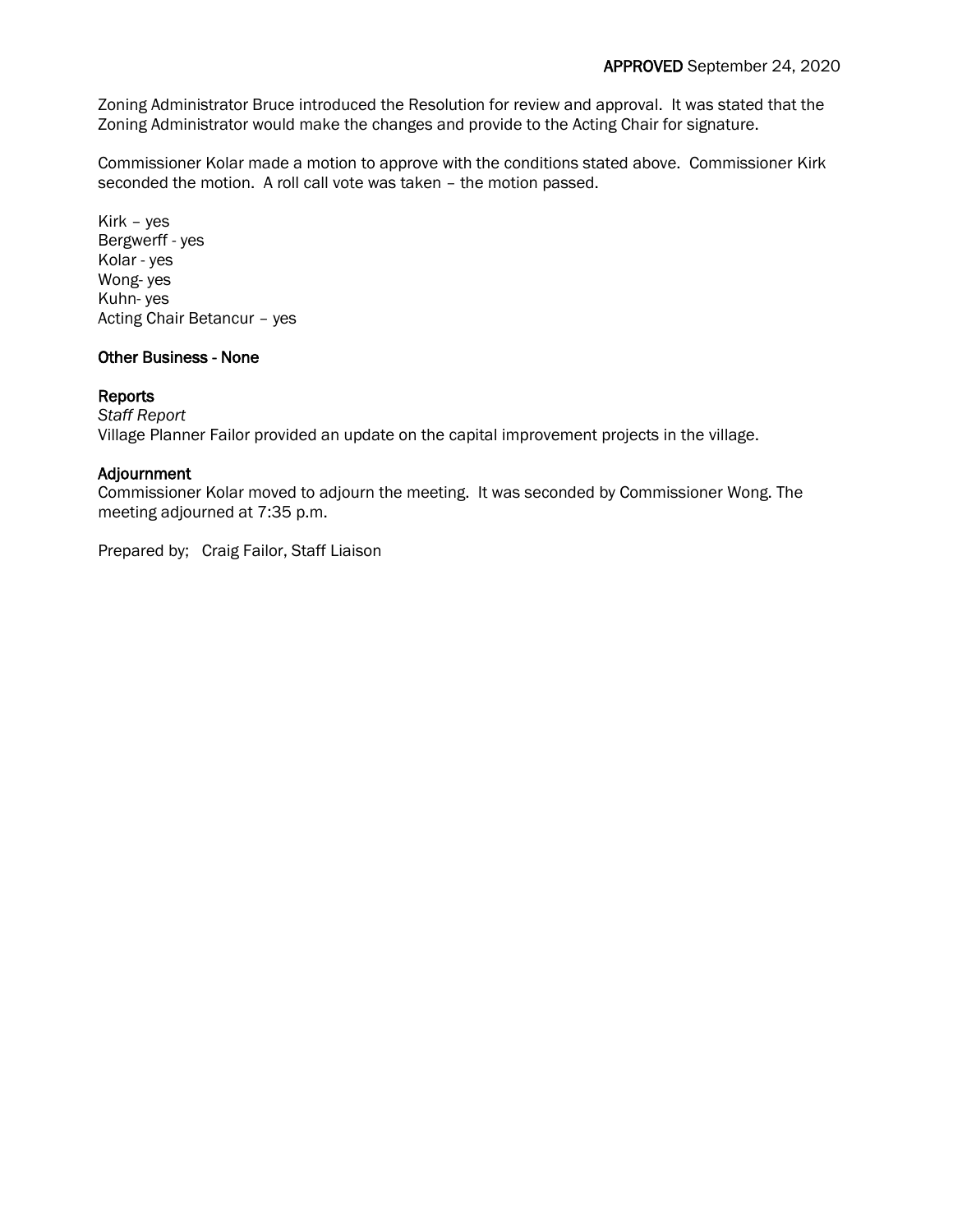**APPROVED** September 24, 2020

Zoning Administrator Bruce introduced the Resolution for review and approval. It was stated that the Zoning Administrator would make the changes and provide to the Acting Chair for signature.

Commissioner Kolar made a motion to approve with the conditions stated above. Commissioner Kirk seconded the motion. A roll call vote was taken – the motion passed.

Kirk – yes
Bergwerff - yes
Kolar - yes
Wong- yes
Kuhn- yes
Acting Chair Betancur – yes

**Other Business - None**

**Reports**

*Staff Report*

Village Planner Failor provided an update on the capital improvement projects in the village.

**Adjournment**

Commissioner Kolar moved to adjourn the meeting. It was seconded by Commissioner Wong. The meeting adjourned at 7:35 p.m.

Prepared by; Craig Failor, Staff Liaison